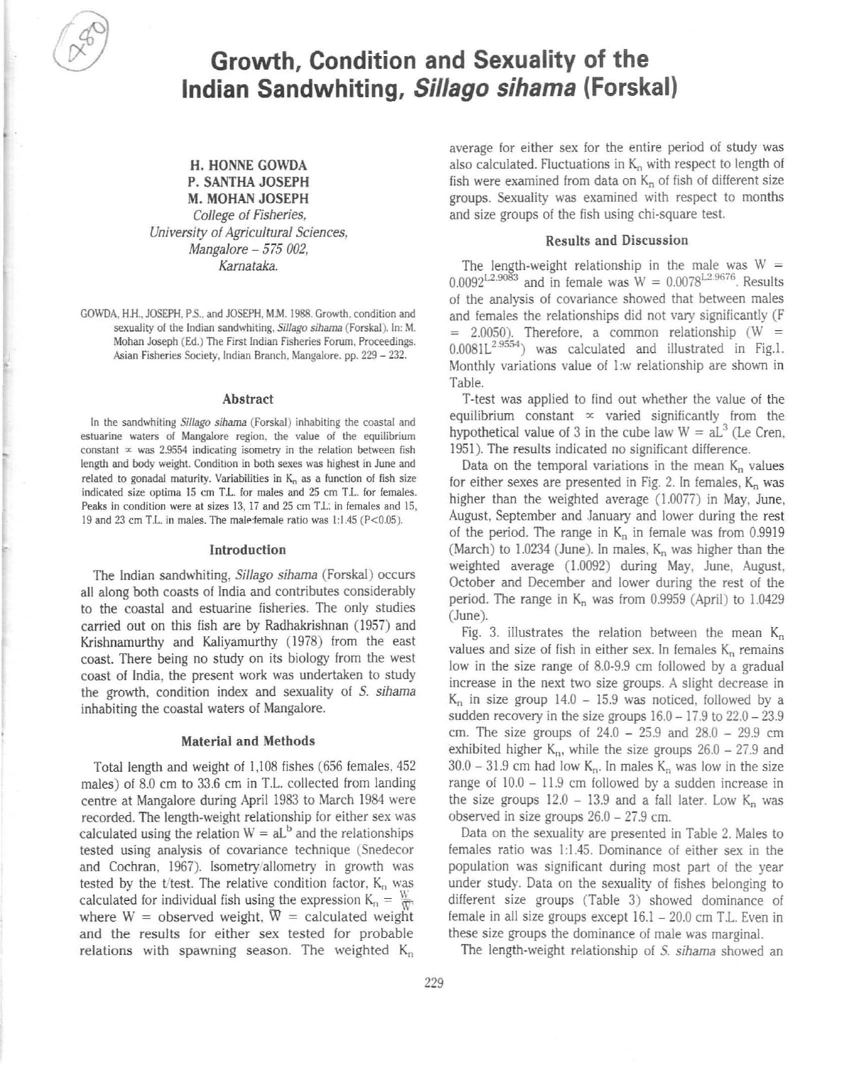# Growth, Condition and Sexuality of the Indian Sandwhiting, *Sillago sihama* (Forskal)

**H. HONNE GOWDA**
**P. SANTHA JOSEPH**
**M. MOHAN JOSEPH**
*College of Fisheries,*
*University of Agricultural Sciences,*
*Mangalore – 575 002,*
*Karnataka.*

GOWDA, H.H., JOSEPH, P.S., and JOSEPH, M.M. 1988. Growth, condition and sexuality of the Indian sandwhiting, *Sillago sihama* (Forskal). In: M. Mohan Joseph (Ed.) The First Indian Fisheries Forum, Proceedings. Asian Fisheries Society, Indian Branch, Mangalore. pp. 229 – 232.

## Abstract

In the sandwhiting *Sillago sihama* (Forskal) inhabiting the coastal and estuarine waters of Mangalore region, the value of the equilibrium constant $\propto$ was 2.9554 indicating isometry in the relation between fish length and body weight. Condition in both sexes was highest in June and related to gonadal maturity. Variabilities in $K_n$ as a function of fish size indicated size optima 15 cm T.L. for males and 25 cm T.L. for females. Peaks in condition were at sizes 13, 17 and 25 cm T.L. in females and 15, 19 and 23 cm T.L. in males. The male:female ratio was 1:1.45 ($P<0.05$).

## Introduction

The Indian sandwhiting, *Sillago sihama* (Forskal) occurs all along both coasts of India and contributes considerably to the coastal and estuarine fisheries. The only studies carried out on this fish are by Radhakrishnan (1957) and Krishnamurthy and Kaliyamurthy (1978) from the east coast. There being no study on its biology from the west coast of India, the present work was undertaken to study the growth, condition index and sexuality of *S. sihama* inhabiting the coastal waters of Mangalore.

## Material and Methods

Total length and weight of 1,108 fishes (656 females, 452 males) of 8.0 cm to 33.6 cm in T.L. collected from landing centre at Mangalore during April 1983 to March 1984 were recorded. The length-weight relationship for either sex was calculated using the relation $W = aL^b$ and the relationships tested using analysis of covariance technique (Snedecor and Cochran, 1967). Isometry/allometry in growth was tested by the t/test. The relative condition factor, $K_n$ was calculated for individual fish using the expression $K_n = \frac{W}{\overline{W}}$ where W = observed weight, $\overline{W}$ = calculated weight and the results for either sex tested for probable relations with spawning season. The weighted $K_n$ average for either sex for the entire period of study was also calculated. Fluctuations in $K_n$ with respect to length of fish were examined from data on $K_n$ of fish of different size groups. Sexuality was examined with respect to months and size groups of the fish using chi-square test.

## Results and Discussion

The length-weight relationship in the male was $W = 0.0092L^{2.9083}$ and in female was $W = 0.0078L^{2.9676}$. Results of the analysis of covariance showed that between males and females the relationships did not vary significantly ($F = 2.0050$). Therefore, a common relationship ($W = 0.0081L^{2.9554}$) was calculated and illustrated in Fig.1. Monthly variations value of l:w relationship are shown in Table.

T-test was applied to find out whether the value of the equilibrium constant $\propto$ varied significantly from the hypothetical value of 3 in the cube law $W = aL^3$ (Le Cren, 1951). The results indicated no significant difference.

Data on the temporal variations in the mean $K_n$ values for either sexes are presented in Fig. 2. In females, $K_n$ was higher than the weighted average (1.0077) in May, June, August, September and January and lower during the rest of the period. The range in $K_n$ in female was from 0.9919 (March) to 1.0234 (June). In males, $K_n$ was higher than the weighted average (1.0092) during May, June, August, October and December and lower during the rest of the period. The range in $K_n$ was from 0.9959 (April) to 1.0429 (June).

Fig. 3. illustrates the relation between the mean $K_n$ values and size of fish in either sex. In females $K_n$ remains low in the size range of 8.0-9.9 cm followed by a gradual increase in the next two size groups. A slight decrease in $K_n$ in size group 14.0 – 15.9 was noticed, followed by a sudden recovery in the size groups 16.0 – 17.9 to 22.0 – 23.9 cm. The size groups of 24.0 – 25.9 and 28.0 – 29.9 cm exhibited higher $K_n$, while the size groups 26.0 – 27.9 and 30.0 – 31.9 cm had low $K_n$. In males $K_n$ was low in the size range of 10.0 – 11.9 cm followed by a sudden increase in the size groups 12.0 – 13.9 and a fall later. Low $K_n$ was observed in size groups 26.0 – 27.9 cm.

Data on the sexuality are presented in Table 2. Males to females ratio was 1:1.45. Dominance of either sex in the population was significant during most part of the year under study. Data on the sexuality of fishes belonging to different size groups (Table 3) showed dominance of female in all size groups except 16.1 – 20.0 cm T.L. Even in these size groups the dominance of male was marginal.

The length-weight relationship of *S. sihama* showed an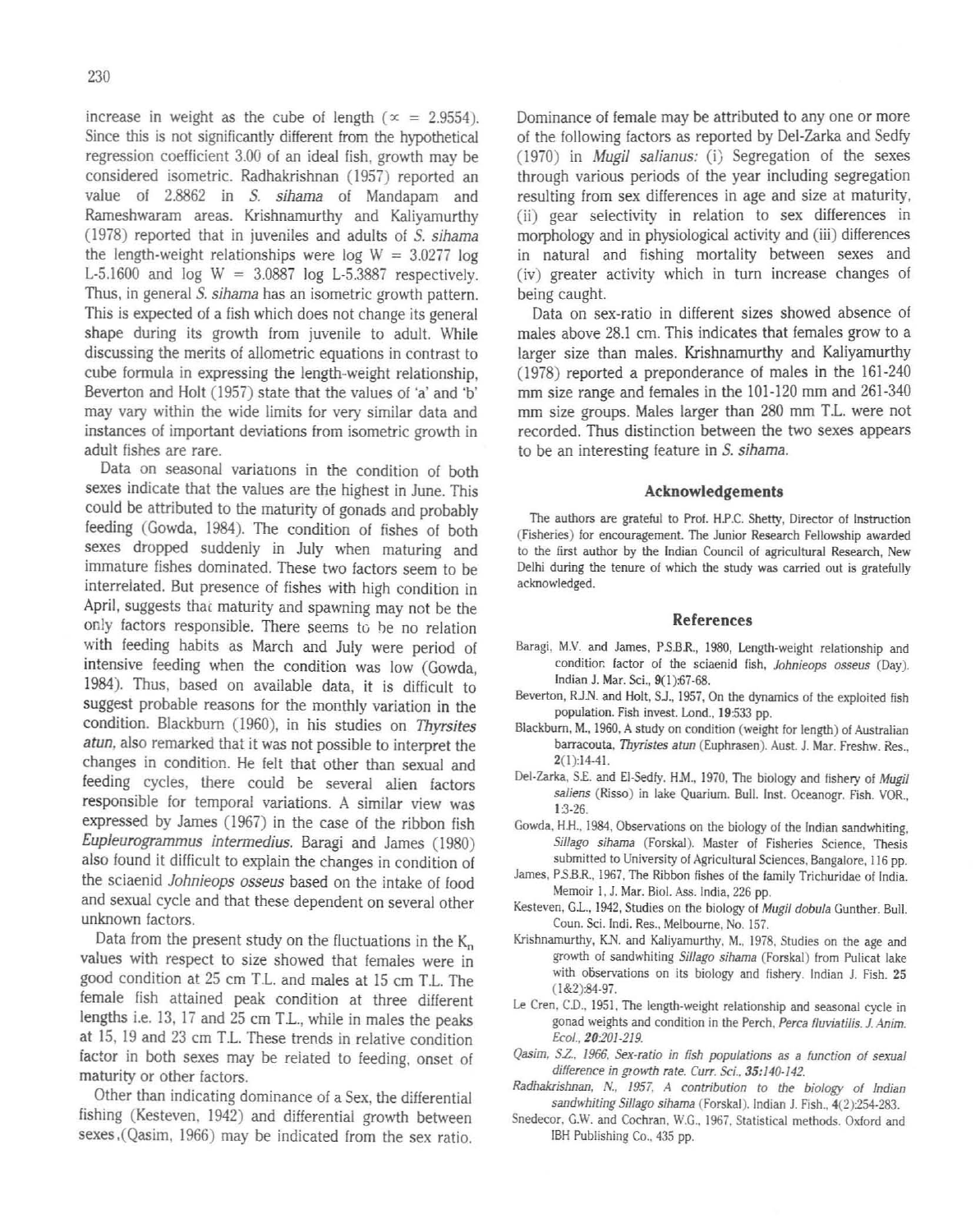increase in weight as the cube of length ($\propto$ = 2.9554). Since this is not significantly different from the hypothetical regression coefficient 3.00 of an ideal fish, growth may be considered isometric. Radhakrishnan (1957) reported an value of 2.8862 in *S. sihama* of Mandapam and Rameshwaram areas. Krishnamurthy and Kaliyamurthy (1978) reported that in juveniles and adults of *S. sihama* the length-weight relationships were log W = 3.0277 log L-5.1600 and log W = 3.0887 log L-5.3887 respectively. Thus, in general *S. sihama* has an isometric growth pattern. This is expected of a fish which does not change its general shape during its growth from juvenile to adult. While discussing the merits of allometric equations in contrast to cube formula in expressing the length-weight relationship, Beverton and Holt (1957) state that the values of 'a' and 'b' may vary within the wide limits for very similar data and instances of important deviations from isometric growth in adult fishes are rare.

Data on seasonal variations in the condition of both sexes indicate that the values are the highest in June. This could be attributed to the maturity of gonads and probably feeding (Gowda, 1984). The condition of fishes of both sexes dropped suddenly in July when maturing and immature fishes dominated. These two factors seem to be interrelated. But presence of fishes with high condition in April, suggests that maturity and spawning may not be the only factors responsible. There seems to be no relation with feeding habits as March and July were period of intensive feeding when the condition was low (Gowda, 1984). Thus, based on available data, it is difficult to suggest probable reasons for the monthly variation in the condition. Blackburn (1960), in his studies on *Thyrsites atun*, also remarked that it was not possible to interpret the changes in condition. He felt that other than sexual and feeding cycles, there could be several alien factors responsible for temporal variations. A similar view was expressed by James (1967) in the case of the ribbon fish *Eupleurogrammus intermedius*. Baragi and James (1980) also found it difficult to explain the changes in condition of the sciaenid *Johnieops osseus* based on the intake of food and sexual cycle and that these dependent on several other unknown factors.

Data from the present study on the fluctuations in the $K_n$ values with respect to size showed that females were in good condition at 25 cm T.L. and males at 15 cm T.L. The female fish attained peak condition at three different lengths i.e. 13, 17 and 25 cm T.L., while in males the peaks at 15, 19 and 23 cm T.L. These trends in relative condition factor in both sexes may be related to feeding, onset of maturity or other factors.

Other than indicating dominance of a Sex, the differential fishing (Kesteven, 1942) and differential growth between sexes,(Qasim, 1966) may be indicated from the sex ratio. Dominance of female may be attributed to any one or more of the following factors as reported by Del-Zarka and Sedfy (1970) in *Mugil salianus:* (i) Segregation of the sexes through various periods of the year including segregation resulting from sex differences in age and size at maturity, (ii) gear selectivity in relation to sex differences in morphology and in physiological activity and (iii) differences in natural and fishing mortality between sexes and (iv) greater activity which in turn increase changes of being caught.

Data on sex-ratio in different sizes showed absence of males above 28.1 cm. This indicates that females grow to a larger size than males. Krishnamurthy and Kaliyamurthy (1978) reported a preponderance of males in the 161-240 mm size range and females in the 101-120 mm and 261-340 mm size groups. Males larger than 280 mm T.L. were not recorded. Thus distinction between the two sexes appears to be an interesting feature in *S. sihama*.

## Acknowledgements

The authors are grateful to Prof. H.P.C. Shetty, Director of Instruction (Fisheries) for encouragement. The Junior Research Fellowship awarded to the first author by the Indian Council of agricultural Research, New Delhi during the tenure of which the study was carried out is gratefully acknowledged.

## References

Baragi, M.V. and James, P.S.B.R., 1980, Length-weight relationship and condition factor of the sciaenid fish, *Johnieops osseus* (Day). Indian J. Mar. Sci., **9**(1):67-68.

Beverton, R.J.N. and Holt, S.J., 1957, On the dynamics of the exploited fish population. Fish invest. Lond., **19**:533 pp.

Blackburn, M., 1960, A study on condition (weight for length) of Australian barracouta, *Thyristes atun* (Euphrasen). Aust. J. Mar. Freshw. Res., **2**(1):14-41.

Del-Zarka, S.E. and El-Sedfy, H.M., 1970, The biology and fishery of *Mugil saliens* (Risso) in lake Quarium. Bull. Inst. Oceanogr. Fish. VOR., **1**:3-26.

Gowda, H.H., 1984, Observations on the biology of the Indian sandwhiting, *Sillago sihama* (Forskal). Master of Fisheries Science, Thesis submitted to University of Agricultural Sciences, Bangalore, 116 pp.

James, P.S.B.R., 1967, The Ribbon fishes of the family Trichuridae of India. Memoir 1, J. Mar. Biol. Ass. India, 226 pp.

Kesteven, G.L., 1942, Studies on the biology of *Mugil dobula* Gunther. Bull. Coun. Sci. Indi. Res., Melbourne, No. 157.

Krishnamurthy, K.N. and Kaliyamurthy, M., 1978, Studies on the age and growth of sandwhiting *Sillago sihama* (Forskal) from Pulicat lake with observations on its biology and fishery. Indian J. Fish. **25** (1&2):84-97.

Le Cren, C.D., 1951, The length-weight relationship and seasonal cycle in gonad weights and condition in the Perch, *Perca fluviatilis. J. Anim. Ecol.*, **20**:201-219.

*Qasim, S.Z., 1966, Sex-ratio in fish populations as a function of sexual difference in growth rate. Curr. Sci.,* **35**:140-142.

*Radhakrishnan, N., 1957, A contribution to the biology of Indian sandwhiting Sillago sihama* (Forskal). Indian J. Fish., **4**(2):254-283.

Snedecor, G.W. and Cochran, W.G., 1967, Statistical methods. Oxford and IBH Publishing Co., 435 pp.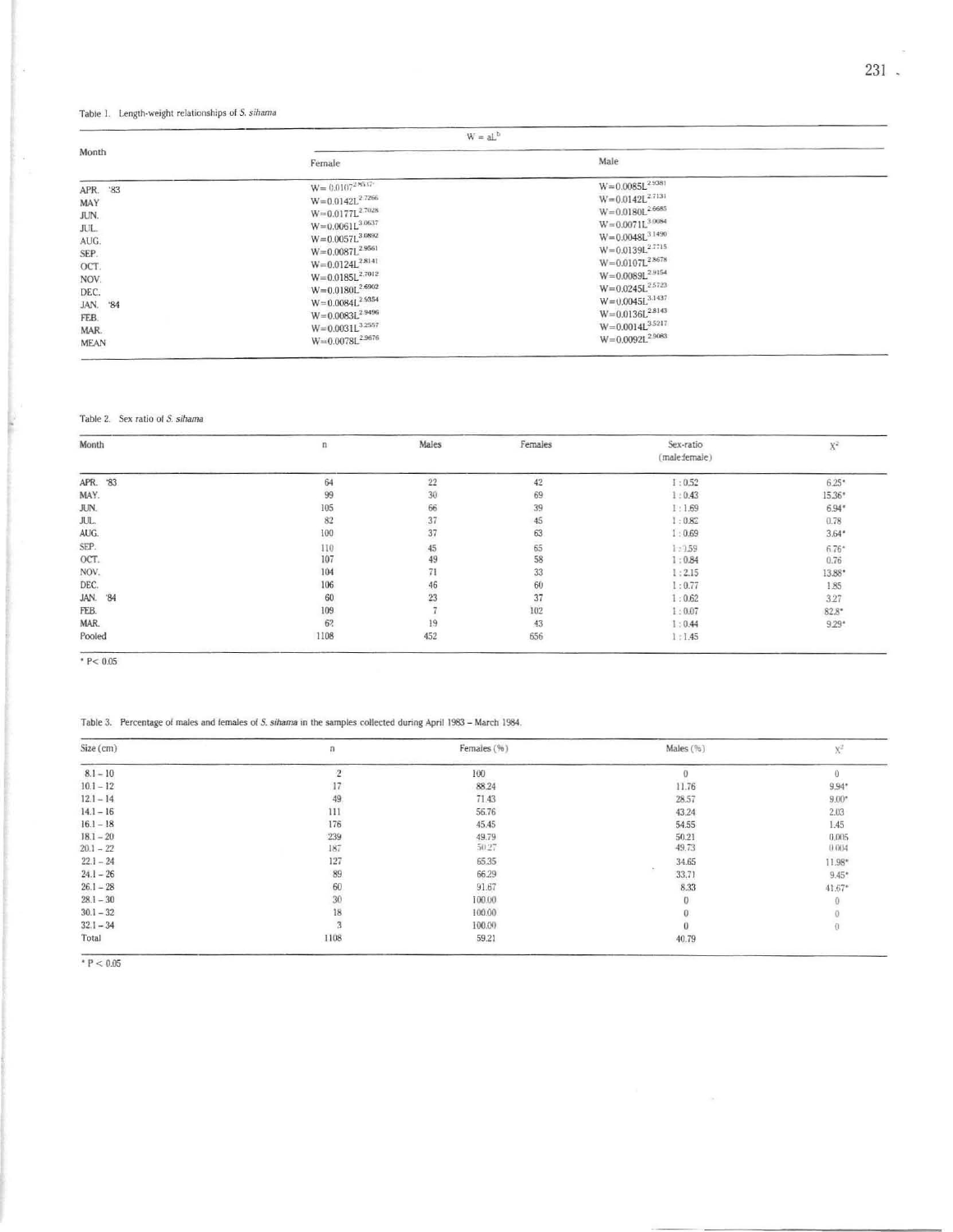Table 1. Length-weight relationships of *S. sihama*

| Month | $W = aL^b$ | |
|---|---|---|
| | Female | Male |
| APR. '83 | $W = 0.0107L^{2.8617}$ | $W = 0.0085L^{2.9381}$ |
| MAY | $W = 0.0142L^{2.7266}$ | $W = 0.0142L^{2.7131}$ |
| JUN. | $W = 0.0177L^{2.7028}$ | $W = 0.0180L^{2.6685}$ |
| JUL. | $W = 0.0061L^{3.0637}$ | $W = 0.0071L^{3.0084}$ |
| AUG. | $W = 0.0057L^{3.0892}$ | $W = 0.0048L^{3.1490}$ |
| SEP. | $W = 0.0087L^{2.9561}$ | $W = 0.0139L^{2.7715}$ |
| OCT. | $W = 0.0124L^{2.8141}$ | $W = 0.0107L^{2.8678}$ |
| NOV. | $W = 0.0185L^{2.7012}$ | $W = 0.0089L^{2.9154}$ |
| DEC. | $W = 0.0180L^{2.6962}$ | $W = 0.0245L^{2.5723}$ |
| JAN. '84 | $W = 0.0084L^{2.9354}$ | $W = 0.0045L^{3.1437}$ |
| FEB. | $W = 0.0083L^{2.9496}$ | $W = 0.0136L^{2.8143}$ |
| MAR. | $W = 0.0031L^{3.2557}$ | $W = 0.0014L^{3.5217}$ |
| MEAN | $W = 0.0078L^{2.9676}$ | $W = 0.0092L^{2.9083}$ |

Table 2. Sex ratio of *S. sihama*

| Month | n | Males | Females | Sex-ratio (male:female) | $X^2$ |
|---|---|---|---|---|---|
| APR. '83 | 64 | 22 | 42 | 1 : 0.52 | 6.25* |
| MAY. | 99 | 30 | 69 | 1 : 0.43 | 15.36* |
| JUN. | 105 | 66 | 39 | 1 : 1.69 | 6.94* |
| JUL. | 82 | 37 | 45 | 1 : 0.82 | 0.78 |
| AUG. | 100 | 37 | 63 | 1 : 0.69 | 3.64* |
| SEP. | 110 | 45 | 65 | 1 : 0.59 | 6.76* |
| OCT. | 107 | 49 | 58 | 1 : 0.84 | 0.76 |
| NOV. | 104 | 71 | 33 | 1 : 2.15 | 13.88* |
| DEC. | 106 | 46 | 60 | 1 : 0.77 | 1.85 |
| JAN. '84 | 60 | 23 | 37 | 1 : 0.62 | 3.27 |
| FEB. | 109 | 7 | 102 | 1 : 0.07 | 82.8* |
| MAR. | 62 | 19 | 43 | 1 : 0.44 | 9.29* |
| Pooled | 1108 | 452 | 656 | 1 : 1.45 | |

* $P < 0.05$

Table 3. Percentage of males and females of *S. sihama* in the samples collected during April 1983 – March 1984.

| Size (cm) | n | Females (%) | Males (%) | $X^2$ |
|---|---|---|---|---|
| 8.1 – 10 | 2 | 100 | 0 | 0 |
| 10.1 – 12 | 17 | 88.24 | 11.76 | 9.94* |
| 12.1 – 14 | 49 | 71.43 | 28.57 | 9.00* |
| 14.1 – 16 | 111 | 56.76 | 43.24 | 2.03 |
| 16.1 – 18 | 176 | 45.45 | 54.55 | 1.45 |
| 18.1 – 20 | 239 | 49.79 | 50.21 | 0.005 |
| 20.1 – 22 | 187 | 50.27 | 49.73 | 0.004 |
| 22.1 – 24 | 127 | 65.35 | 34.65 | 11.98* |
| 24.1 – 26 | 89 | 66.29 | 33.71 | 9.45* |
| 26.1 – 28 | 60 | 91.67 | 8.33 | 41.67* |
| 28.1 – 30 | 30 | 100.00 | 0 | 0 |
| 30.1 – 32 | 18 | 100.00 | 0 | 0 |
| 32.1 – 34 | 3 | 100.00 | 0 | 0 |
| Total | 1108 | 59.21 | 40.79 | |

* $P < 0.05$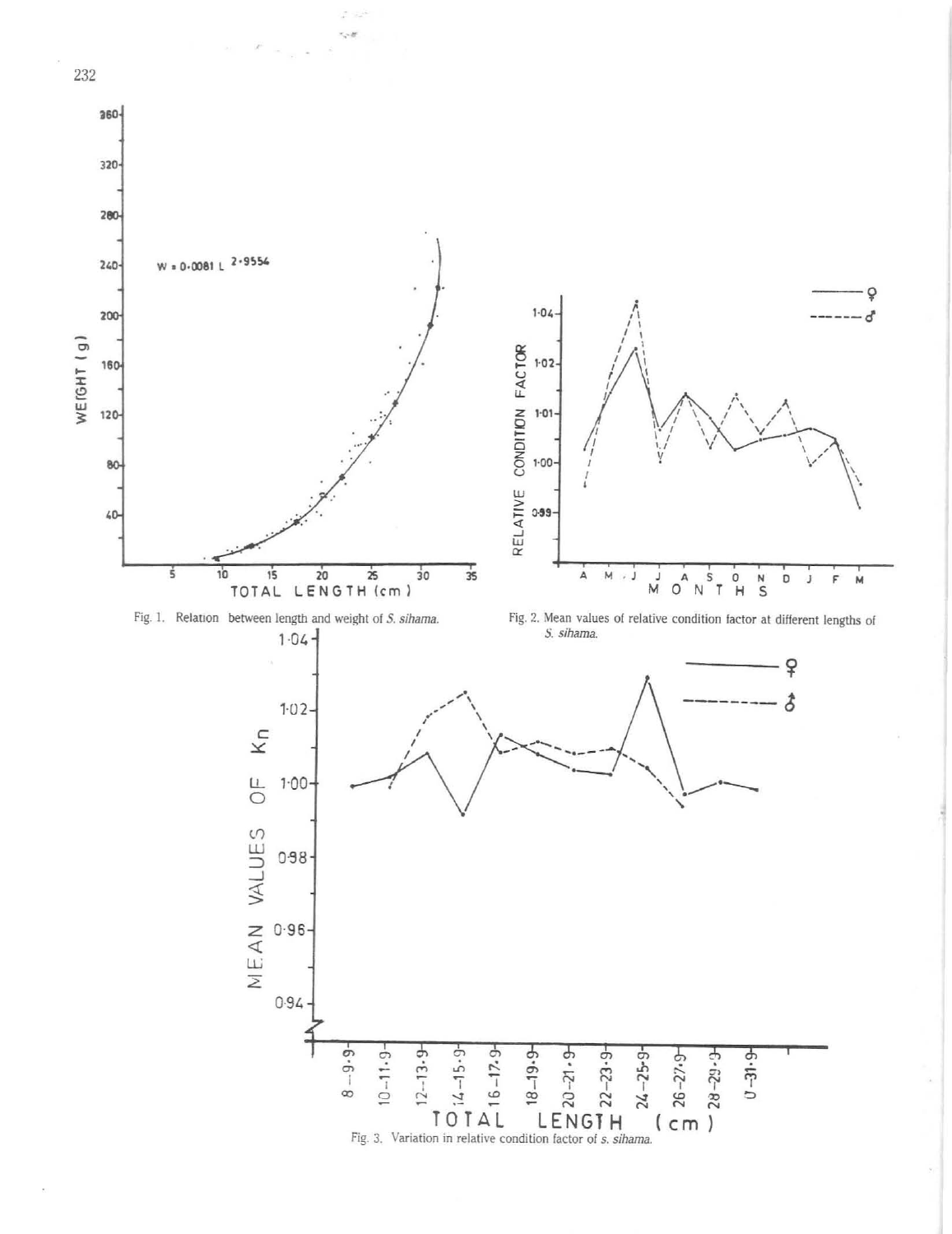WEIGHT (g)

360
320
280
240
200
160
120
80
40

$W = 0.0081\ L^{2.9554}$

5 10 15 20 25 30 35

TOTAL LENGTH (cm)

Fig. 1. Relation between length and weight of *S. sihama*.

RELATIVE CONDITION FACTOR

1·04
1·02
1·01
1·00
0·99

♀
♂

A M J J A S O N D J F M

MONTHS

Fig. 2. Mean values of relative condition factor at different lengths of *S. sihama*.

MEAN VALUES OF $K_n$

1·04
1·02
1·00
0·98
0·96
0·94

♀
♂

8–9·9 10–11·9 12–13·9 14–15·9 16–17·9 18–19·9 20–21·9 22–23·9 24–25·9 26–27·9 28–29·9 30–31·9

TOTAL LENGTH (cm)

Fig. 3. Variation in relative condition factor of *s. sihama*.